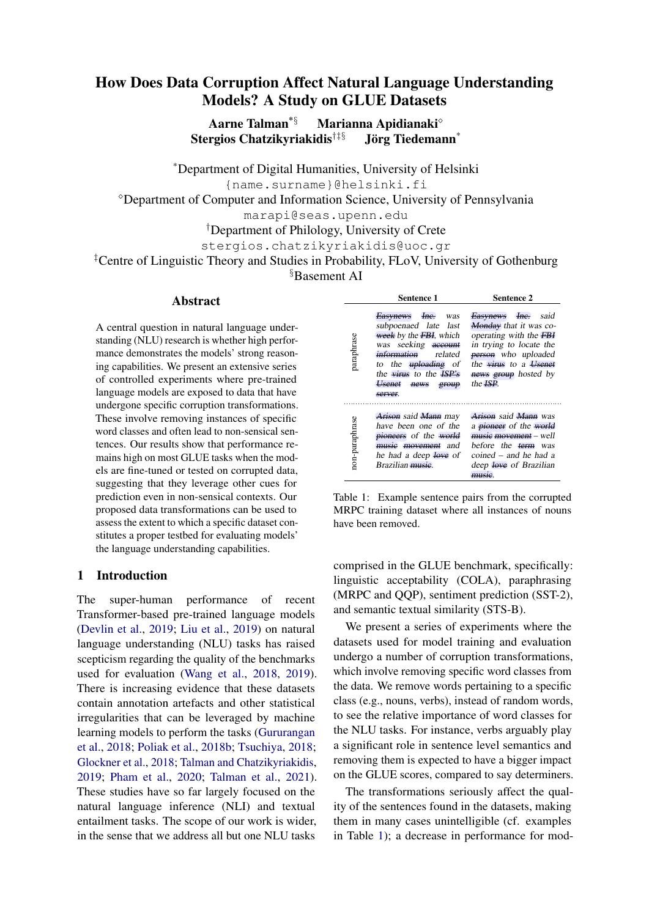# How Does Data Corruption Affect Natural Language Understanding Models? A Study on GLUE Datasets

**Aarne Talman**[*§] **Marianna Apidianaki**[◇]
**Stergios Chatzikyriakidis**[†‡§] **Jörg Tiedemann**[*]

[*]Department of Digital Humanities, University of Helsinki
{name.surname}@helsinki.fi
[◇]Department of Computer and Information Science, University of Pennsylvania
marapi@seas.upenn.edu
[†]Department of Philology, University of Crete
stergios.chatzikyriakidis@uoc.gr
[‡]Centre of Linguistic Theory and Studies in Probability, FLoV, University of Gothenburg
[§]Basement AI

## Abstract

A central question in natural language understanding (NLU) research is whether high performance demonstrates the models' strong reasoning capabilities. We present an extensive series of controlled experiments where pre-trained language models are exposed to data that have undergone specific corruption transformations. These involve removing instances of specific word classes and often lead to non-sensical sentences. Our results show that performance remains high on most GLUE tasks when the models are fine-tuned or tested on corrupted data, suggesting that they leverage other cues for prediction even in non-sensical contexts. Our proposed data transformations can be used to assess the extent to which a specific dataset constitutes a proper testbed for evaluating models' the language understanding capabilities.

## 1 Introduction

The super-human performance of recent Transformer-based pre-trained language models (Devlin et al., 2019; Liu et al., 2019) on natural language understanding (NLU) tasks has raised scepticism regarding the quality of the benchmarks used for evaluation (Wang et al., 2018, 2019). There is increasing evidence that these datasets contain annotation artefacts and other statistical irregularities that can be leveraged by machine learning models to perform the tasks (Gururangan et al., 2018; Poliak et al., 2018b; Tsuchiya, 2018; Glockner et al., 2018; Talman and Chatzikyriakidis, 2019; Pham et al., 2020; Talman et al., 2021). These studies have so far largely focused on the natural language inference (NLI) and textual entailment tasks. The scope of our work is wider, in the sense that we address all but one NLU tasks comprised in the GLUE benchmark, specifically: linguistic acceptability (COLA), paraphrasing (MRPC and QQP), sentiment prediction (SST-2), and semantic textual similarity (STS-B).

|  | Sentence 1 | Sentence 2 |
|---|---|---|
| paraphrase | ~~Easynews~~ ~~Inc.~~ was subpoenaed late last ~~week~~ by the ~~FBI~~, which was seeking ~~account~~ ~~information~~ related to the ~~uploading~~ of the ~~virus~~ to the ~~ISP's~~ ~~Usenet~~ ~~news~~ ~~group~~ ~~server~~. | ~~Easynews~~ ~~Inc.~~ said ~~Monday~~ that it was co-operating with the ~~FBI~~ in trying to locate the ~~person~~ who uploaded the ~~virus~~ to a ~~Usenet~~ ~~news~~ ~~group~~ hosted by the ~~ISP~~. |
| non-paraphrase | ~~Arison~~ said ~~Mann~~ may have been one of the ~~pioneers~~ of the ~~world~~ ~~music~~ ~~movement~~ and he had a deep ~~love~~ of Brazilian ~~music~~. | ~~Arison~~ said ~~Mann~~ was a ~~pioneer~~ of the ~~world~~ ~~music~~ ~~movement~~ – well before the ~~term~~ was coined – and he had a deep ~~love~~ of Brazilian ~~music~~. |

Table 1: Example sentence pairs from the corrupted MRPC training dataset where all instances of nouns have been removed.

We present a series of experiments where the datasets used for model training and evaluation undergo a number of corruption transformations, which involve removing specific word classes from the data. We remove words pertaining to a specific class (e.g., nouns, verbs), instead of random words, to see the relative importance of word classes for the NLU tasks. For instance, verbs arguably play a significant role in sentence level semantics and removing them is expected to have a bigger impact on the GLUE scores, compared to say determiners.

The transformations seriously affect the quality of the sentences found in the datasets, making them in many cases unintelligible (cf. examples in Table 1); a decrease in performance for mod-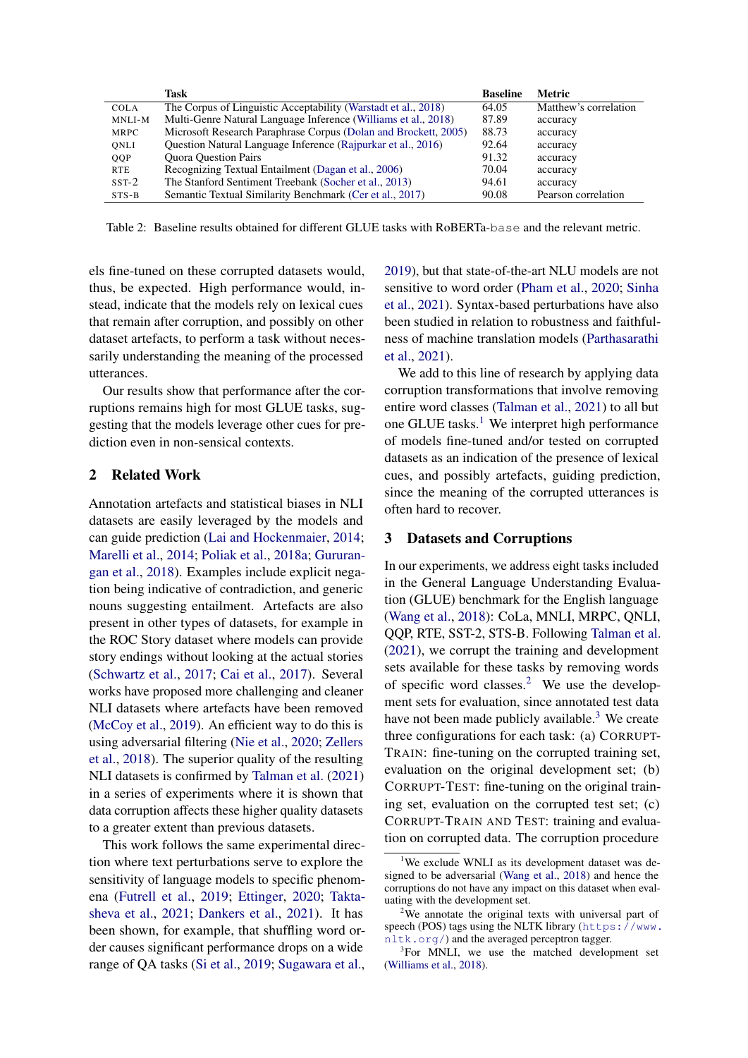| | Task | Baseline | Metric |
|---|---|---|---|
| COLA | The Corpus of Linguistic Acceptability (Warstadt et al., 2018) | 64.05 | Matthew's correlation |
| MNLI-M | Multi-Genre Natural Language Inference (Williams et al., 2018) | 87.89 | accuracy |
| MRPC | Microsoft Research Paraphrase Corpus (Dolan and Brockett, 2005) | 88.73 | accuracy |
| QNLI | Question Natural Language Inference (Rajpurkar et al., 2016) | 92.64 | accuracy |
| QQP | Quora Question Pairs | 91.32 | accuracy |
| RTE | Recognizing Textual Entailment (Dagan et al., 2006) | 70.04 | accuracy |
| SST-2 | The Stanford Sentiment Treebank (Socher et al., 2013) | 94.61 | accuracy |
| STS-B | Semantic Textual Similarity Benchmark (Cer et al., 2017) | 90.08 | Pearson correlation |

Table 2: Baseline results obtained for different GLUE tasks with RoBERTa-`base` and the relevant metric.

els fine-tuned on these corrupted datasets would, thus, be expected. High performance would, instead, indicate that the models rely on lexical cues that remain after corruption, and possibly on other dataset artefacts, to perform a task without necessarily understanding the meaning of the processed utterances.

Our results show that performance after the corruptions remains high for most GLUE tasks, suggesting that the models leverage other cues for prediction even in non-sensical contexts.

## 2 Related Work

Annotation artefacts and statistical biases in NLI datasets are easily leveraged by the models and can guide prediction (Lai and Hockenmaier, 2014; Marelli et al., 2014; Poliak et al., 2018a; Gururangan et al., 2018). Examples include explicit negation being indicative of contradiction, and generic nouns suggesting entailment. Artefacts are also present in other types of datasets, for example in the ROC Story dataset where models can provide story endings without looking at the actual stories (Schwartz et al., 2017; Cai et al., 2017). Several works have proposed more challenging and cleaner NLI datasets where artefacts have been removed (McCoy et al., 2019). An efficient way to do this is using adversarial filtering (Nie et al., 2020; Zellers et al., 2018). The superior quality of the resulting NLI datasets is confirmed by Talman et al. (2021) in a series of experiments where it is shown that data corruption affects these higher quality datasets to a greater extent than previous datasets.

This work follows the same experimental direction where text perturbations serve to explore the sensitivity of language models to specific phenomena (Futrell et al., 2019; Ettinger, 2020; Taktasheva et al., 2021; Dankers et al., 2021). It has been shown, for example, that shuffling word order causes significant performance drops on a wide range of QA tasks (Si et al., 2019; Sugawara et al., 2019), but that state-of-the-art NLU models are not sensitive to word order (Pham et al., 2020; Sinha et al., 2021). Syntax-based perturbations have also been studied in relation to robustness and faithfulness of machine translation models (Parthasarathi et al., 2021).

We add to this line of research by applying data corruption transformations that involve removing entire word classes (Talman et al., 2021) to all but one GLUE tasks.[1] We interpret high performance of models fine-tuned and/or tested on corrupted datasets as an indication of the presence of lexical cues, and possibly artefacts, guiding prediction, since the meaning of the corrupted utterances is often hard to recover.

## 3 Datasets and Corruptions

In our experiments, we address eight tasks included in the General Language Understanding Evaluation (GLUE) benchmark for the English language (Wang et al., 2018): CoLa, MNLI, MRPC, QNLI, QQP, RTE, SST-2, STS-B. Following Talman et al. (2021), we corrupt the training and development sets available for these tasks by removing words of specific word classes.[2] We use the development sets for evaluation, since annotated test data have not been made publicly available.[3] We create three configurations for each task: (a) CORRUPT-TRAIN: fine-tuning on the corrupted training set, evaluation on the original development set; (b) CORRUPT-TEST: fine-tuning on the original training set, evaluation on the corrupted test set; (c) CORRUPT-TRAIN AND TEST: training and evaluation on corrupted data. The corruption procedure

[1] We exclude WNLI as its development dataset was designed to be adversarial (Wang et al., 2018) and hence the corruptions do not have any impact on this dataset when evaluating with the development set.

[2] We annotate the original texts with universal part of speech (POS) tags using the NLTK library (https://www.nltk.org/) and the averaged perceptron tagger.

[3] For MNLI, we use the matched development set (Williams et al., 2018).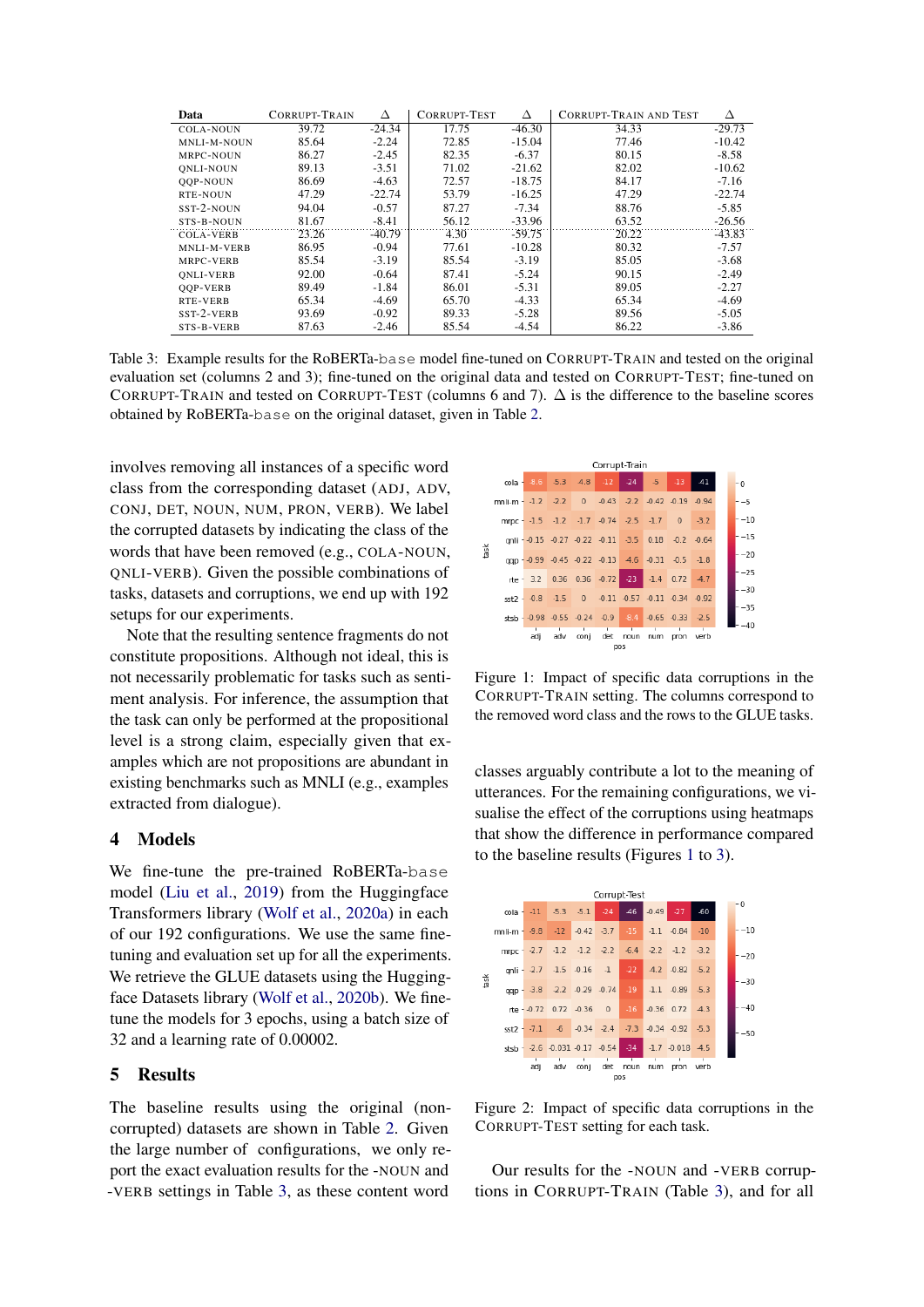| Data | CORRUPT-TRAIN | Δ | CORRUPT-TEST | Δ | CORRUPT-TRAIN AND TEST | Δ |
|---|---|---|---|---|---|---|
| COLA-NOUN | 39.72 | -24.34 | 17.75 | -46.30 | 34.33 | -29.73 |
| MNLI-M-NOUN | 85.64 | -2.24 | 72.85 | -15.04 | 77.46 | -10.42 |
| MRPC-NOUN | 86.27 | -2.45 | 82.35 | -6.37 | 80.15 | -8.58 |
| QNLI-NOUN | 89.13 | -3.51 | 71.02 | -21.62 | 82.02 | -10.62 |
| QQP-NOUN | 86.69 | -4.63 | 72.57 | -18.75 | 84.17 | -7.16 |
| RTE-NOUN | 47.29 | -22.74 | 53.79 | -16.25 | 47.29 | -22.74 |
| SST-2-NOUN | 94.04 | -0.57 | 87.27 | -7.34 | 88.76 | -5.85 |
| STS-B-NOUN | 81.67 | -8.41 | 56.12 | -33.96 | 63.52 | -26.56 |
| COLA-VERB | 23.26 | -40.79 | 4.30 | -59.75 | 20.22 | -43.83 |
| MNLI-M-VERB | 86.95 | -0.94 | 77.61 | -10.28 | 80.32 | -7.57 |
| MRPC-VERB | 85.54 | -3.19 | 85.54 | -3.19 | 85.05 | -3.68 |
| QNLI-VERB | 92.00 | -0.64 | 87.41 | -5.24 | 90.15 | -2.49 |
| QQP-VERB | 89.49 | -1.84 | 86.01 | -5.31 | 89.05 | -2.27 |
| RTE-VERB | 65.34 | -4.69 | 65.70 | -4.33 | 65.34 | -4.69 |
| SST-2-VERB | 93.69 | -0.92 | 89.33 | -5.28 | 89.56 | -5.05 |
| STS-B-VERB | 87.63 | -2.46 | 85.54 | -4.54 | 86.22 | -3.86 |

Table 3: Example results for the RoBERTa-base model fine-tuned on CORRUPT-TRAIN and tested on the original evaluation set (columns 2 and 3); fine-tuned on the original data and tested on CORRUPT-TEST; fine-tuned on CORRUPT-TRAIN and tested on CORRUPT-TEST (columns 6 and 7). Δ is the difference to the baseline scores obtained by RoBERTa-base on the original dataset, given in Table 2.

involves removing all instances of a specific word class from the corresponding dataset (ADJ, ADV, CONJ, DET, NOUN, NUM, PRON, VERB). We label the corrupted datasets by indicating the class of the words that have been removed (e.g., COLA-NOUN, QNLI-VERB). Given the possible combinations of tasks, datasets and corruptions, we end up with 192 setups for our experiments.

Note that the resulting sentence fragments do not constitute propositions. Although not ideal, this is not necessarily problematic for tasks such as sentiment analysis. For inference, the assumption that the task can only be performed at the propositional level is a strong claim, especially given that examples which are not propositions are abundant in existing benchmarks such as MNLI (e.g., examples extracted from dialogue).

## 4 Models

We fine-tune the pre-trained RoBERTa-base model (Liu et al., 2019) from the Huggingface Transformers library (Wolf et al., 2020a) in each of our 192 configurations. We use the same fine-tuning and evaluation set up for all the experiments. We retrieve the GLUE datasets using the Hugging-face Datasets library (Wolf et al., 2020b). We fine-tune the models for 3 epochs, using a batch size of 32 and a learning rate of 0.00002.

## 5 Results

The baseline results using the original (non-corrupted) datasets are shown in Table 2. Given the large number of configurations, we only report the exact evaluation results for the -NOUN and -VERB settings in Table 3, as these content word classes arguably contribute a lot to the meaning of utterances. For the remaining configurations, we visualise the effect of the corruptions using heatmaps that show the difference in performance compared to the baseline results (Figures 1 to 3).

Figure 1: Impact of specific data corruptions in the CORRUPT-TRAIN setting. The columns correspond to the removed word class and the rows to the GLUE tasks.

Figure 2: Impact of specific data corruptions in the CORRUPT-TEST setting for each task.

Our results for the -NOUN and -VERB corruptions in CORRUPT-TRAIN (Table 3), and for all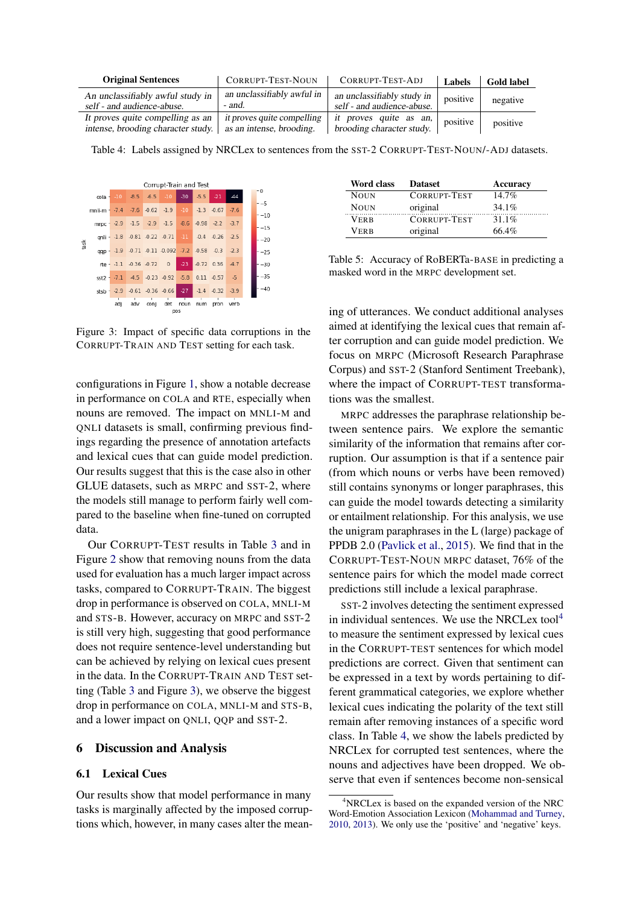| Original Sentences | CORRUPT-TEST-NOUN | CORRUPT-TEST-ADJ | Labels | Gold label |
|---|---|---|---|---|
| *An unclassifiably awful study in self - and audience-abuse.* | *an unclassifiably awful in - and.* | *an unclassifiably study in self - and audience-abuse.* | positive | negative |
| *It proves quite compelling as an intense, brooding character study.* | *it proves quite compelling as an intense, brooding.* | *it proves quite as an, brooding character study.* | positive | positive |

Table 4: Labels assigned by NRCLex to sentences from the SST-2 CORRUPT-TEST-NOUN/-ADJ datasets.

| task | adj | adv | conj | det | noun | num | pron | verb |
|---|---|---|---|---|---|---|---|---|
| cola | -10 | -8.5 | -6.5 | -10 | -30 | -5.5 | -21 | -44 |
| mnli-m | -7.4 | -7.6 | -0.62 | -1.9 | -10 | -1.3 | -0.67 | -7.6 |
| mrpc | -2.9 | -1.5 | -2.9 | -1.5 | -8.6 | -0.98 | -2.2 | -3.7 |
| qnli | -1.8 | -0.81 | -0.22 | -0.71 | -11 | -0.4 | -0.26 | -2.5 |
| qqp | -1.9 | -0.71 | -0.11 | -0.092 | -7.2 | -0.58 | -0.3 | -2.3 |
| rte | -1.1 | -0.36 | -0.72 | 0 | -23 | -0.72 | 0.36 | -4.7 |
| sst2 | -7.1 | -4.5 | -0.23 | -0.92 | -5.8 | 0.11 | -0.57 | -5 |
| stsb | -2.9 | -0.61 | -0.36 | -0.66 | -27 | -1.4 | -0.32 | -3.9 |

Figure 3: Impact of specific data corruptions in the CORRUPT-TRAIN AND TEST setting for each task.

configurations in Figure 1, show a notable decrease in performance on COLA and RTE, especially when nouns are removed. The impact on MNLI-M and QNLI datasets is small, confirming previous findings regarding the presence of annotation artefacts and lexical cues that can guide model prediction. Our results suggest that this is the case also in other GLUE datasets, such as MRPC and SST-2, where the models still manage to perform fairly well compared to the baseline when fine-tuned on corrupted data.

Our CORRUPT-TEST results in Table 3 and in Figure 2 show that removing nouns from the data used for evaluation has a much larger impact across tasks, compared to CORRUPT-TRAIN. The biggest drop in performance is observed on COLA, MNLI-M and STS-B. However, accuracy on MRPC and SST-2 is still very high, suggesting that good performance does not require sentence-level understanding but can be achieved by relying on lexical cues present in the data. In the CORRUPT-TRAIN AND TEST setting (Table 3 and Figure 3), we observe the biggest drop in performance on COLA, MNLI-M and STS-B, and a lower impact on QNLI, QQP and SST-2.

## 6 Discussion and Analysis

### 6.1 Lexical Cues

Our results show that model performance in many tasks is marginally affected by the imposed corruptions which, however, in many cases alter the meaning of utterances. We conduct additional analyses aimed at identifying the lexical cues that remain after corruption and can guide model prediction. We focus on MRPC (Microsoft Research Paraphrase Corpus) and SST-2 (Stanford Sentiment Treebank), where the impact of CORRUPT-TEST transformations was the smallest.

| Word class | Dataset | Accuracy |
|---|---|---|
| NOUN | CORRUPT-TEST | 14.7% |
| NOUN | original | 34.1% |
| VERB | CORRUPT-TEST | 31.1% |
| VERB | original | 66.4% |

Table 5: Accuracy of RoBERTa-BASE in predicting a masked word in the MRPC development set.

MRPC addresses the paraphrase relationship between sentence pairs. We explore the semantic similarity of the information that remains after corruption. Our assumption is that if a sentence pair (from which nouns or verbs have been removed) still contains synonyms or longer paraphrases, this can guide the model towards detecting a similarity or entailment relationship. For this analysis, we use the unigram paraphrases in the L (large) package of PPDB 2.0 (Pavlick et al., 2015). We find that in the CORRUPT-TEST-NOUN MRPC dataset, 76% of the sentence pairs for which the model made correct predictions still include a lexical paraphrase.

SST-2 involves detecting the sentiment expressed in individual sentences. We use the NRCLex tool[4] to measure the sentiment expressed by lexical cues in the CORRUPT-TEST sentences for which model predictions are correct. Given that sentiment can be expressed in a text by words pertaining to different grammatical categories, we explore whether lexical cues indicating the polarity of the text still remain after removing instances of a specific word class. In Table 4, we show the labels predicted by NRCLex for corrupted test sentences, where the nouns and adjectives have been dropped. We observe that even if sentences become non-sensical

[4]NRCLex is based on the expanded version of the NRC Word-Emotion Association Lexicon (Mohammad and Turney, 2010, 2013). We only use the 'positive' and 'negative' keys.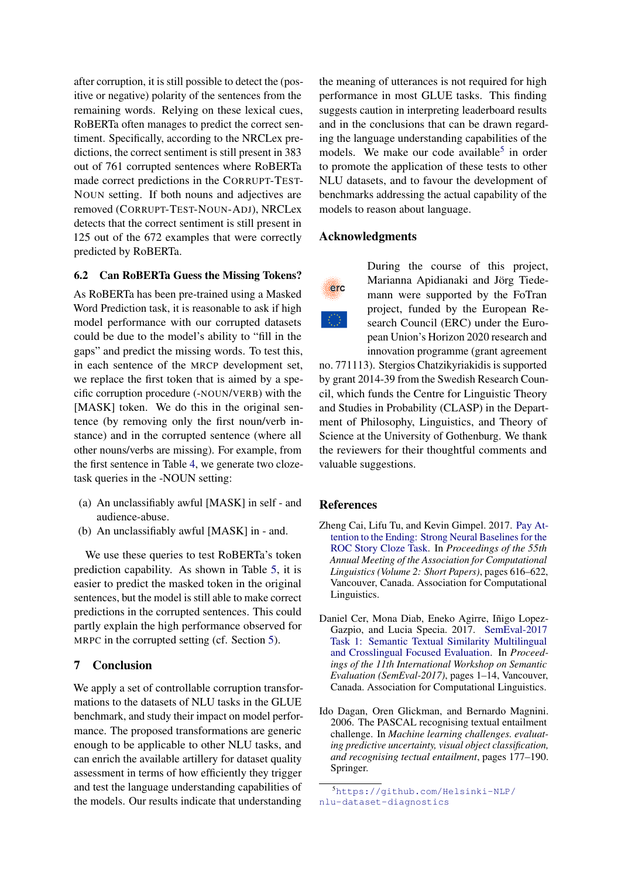after corruption, it is still possible to detect the (positive or negative) polarity of the sentences from the remaining words. Relying on these lexical cues, RoBERTa often manages to predict the correct sentiment. Specifically, according to the NRCLex predictions, the correct sentiment is still present in 383 out of 761 corrupted sentences where RoBERTa made correct predictions in the CORRUPT-TEST-NOUN setting. If both nouns and adjectives are removed (CORRUPT-TEST-NOUN-ADJ), NRCLex detects that the correct sentiment is still present in 125 out of the 672 examples that were correctly predicted by RoBERTa.

### 6.2 Can RoBERTa Guess the Missing Tokens?

As RoBERTa has been pre-trained using a Masked Word Prediction task, it is reasonable to ask if high model performance with our corrupted datasets could be due to the model's ability to "fill in the gaps" and predict the missing words. To test this, in each sentence of the MRCP development set, we replace the first token that is aimed by a specific corruption procedure (-NOUN/VERB) with the [MASK] token. We do this in the original sentence (by removing only the first noun/verb instance) and in the corrupted sentence (where all other nouns/verbs are missing). For example, from the first sentence in Table 4, we generate two cloze-task queries in the -NOUN setting:

(a) An unclassifiably awful [MASK] in self - and audience-abuse.

(b) An unclassifiably awful [MASK] in - and.

We use these queries to test RoBERTa's token prediction capability. As shown in Table 5, it is easier to predict the masked token in the original sentences, but the model is still able to make correct predictions in the corrupted sentences. This could partly explain the high performance observed for MRPC in the corrupted setting (cf. Section 5).

## 7 Conclusion

We apply a set of controllable corruption transformations to the datasets of NLU tasks in the GLUE benchmark, and study their impact on model performance. The proposed transformations are generic enough to be applicable to other NLU tasks, and can enrich the available artillery for dataset quality assessment in terms of how efficiently they trigger and test the language understanding capabilities of the models. Our results indicate that understanding the meaning of utterances is not required for high performance in most GLUE tasks. This finding suggests caution in interpreting leaderboard results and in the conclusions that can be drawn regarding the language understanding capabilities of the models. We make our code available[5] in order to promote the application of these tests to other NLU datasets, and to favour the development of benchmarks addressing the actual capability of the models to reason about language.

## Acknowledgments

During the course of this project, Marianna Apidianaki and Jörg Tiedemann were supported by the FoTran project, funded by the European Research Council (ERC) under the European Union's Horizon 2020 research and innovation programme (grant agreement no. 771113). Stergios Chatzikyriakidis is supported by grant 2014-39 from the Swedish Research Council, which funds the Centre for Linguistic Theory and Studies in Probability (CLASP) in the Department of Philosophy, Linguistics, and Theory of Science at the University of Gothenburg. We thank the reviewers for their thoughtful comments and valuable suggestions.

## References

Zheng Cai, Lifu Tu, and Kevin Gimpel. 2017. Pay Attention to the Ending: Strong Neural Baselines for the ROC Story Cloze Task. In *Proceedings of the 55th Annual Meeting of the Association for Computational Linguistics (Volume 2: Short Papers)*, pages 616–622, Vancouver, Canada. Association for Computational Linguistics.

Daniel Cer, Mona Diab, Eneko Agirre, Iñigo Lopez-Gazpio, and Lucia Specia. 2017. SemEval-2017 Task 1: Semantic Textual Similarity Multilingual and Crosslingual Focused Evaluation. In *Proceedings of the 11th International Workshop on Semantic Evaluation (SemEval-2017)*, pages 1–14, Vancouver, Canada. Association for Computational Linguistics.

Ido Dagan, Oren Glickman, and Bernardo Magnini. 2006. The PASCAL recognising textual entailment challenge. In *Machine learning challenges. evaluating predictive uncertainty, visual object classification, and recognising tectual entailment*, pages 177–190. Springer.

[5] https://github.com/Helsinki-NLP/nlu-dataset-diagnostics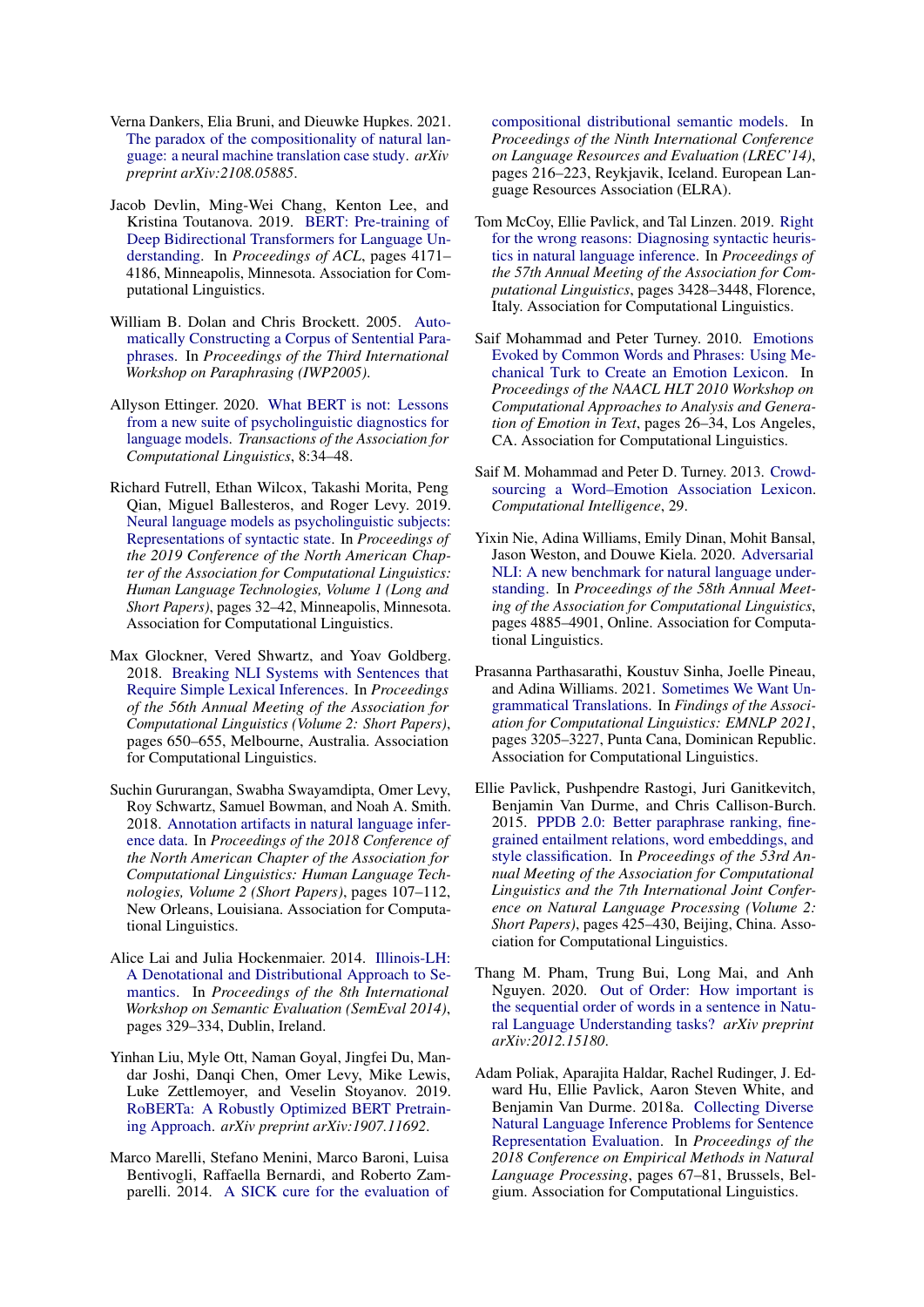Verna Dankers, Elia Bruni, and Dieuwke Hupkes. 2021. The paradox of the compositionality of natural language: a neural machine translation case study. *arXiv preprint arXiv:2108.05885*.

Jacob Devlin, Ming-Wei Chang, Kenton Lee, and Kristina Toutanova. 2019. BERT: Pre-training of Deep Bidirectional Transformers for Language Understanding. In *Proceedings of ACL*, pages 4171–4186, Minneapolis, Minnesota. Association for Computational Linguistics.

William B. Dolan and Chris Brockett. 2005. Automatically Constructing a Corpus of Sentential Paraphrases. In *Proceedings of the Third International Workshop on Paraphrasing (IWP2005)*.

Allyson Ettinger. 2020. What BERT is not: Lessons from a new suite of psycholinguistic diagnostics for language models. *Transactions of the Association for Computational Linguistics*, 8:34–48.

Richard Futrell, Ethan Wilcox, Takashi Morita, Peng Qian, Miguel Ballesteros, and Roger Levy. 2019. Neural language models as psycholinguistic subjects: Representations of syntactic state. In *Proceedings of the 2019 Conference of the North American Chapter of the Association for Computational Linguistics: Human Language Technologies, Volume 1 (Long and Short Papers)*, pages 32–42, Minneapolis, Minnesota. Association for Computational Linguistics.

Max Glockner, Vered Shwartz, and Yoav Goldberg. 2018. Breaking NLI Systems with Sentences that Require Simple Lexical Inferences. In *Proceedings of the 56th Annual Meeting of the Association for Computational Linguistics (Volume 2: Short Papers)*, pages 650–655, Melbourne, Australia. Association for Computational Linguistics.

Suchin Gururangan, Swabha Swayamdipta, Omer Levy, Roy Schwartz, Samuel Bowman, and Noah A. Smith. 2018. Annotation artifacts in natural language inference data. In *Proceedings of the 2018 Conference of the North American Chapter of the Association for Computational Linguistics: Human Language Technologies, Volume 2 (Short Papers)*, pages 107–112, New Orleans, Louisiana. Association for Computational Linguistics.

Alice Lai and Julia Hockenmaier. 2014. Illinois-LH: A Denotational and Distributional Approach to Semantics. In *Proceedings of the 8th International Workshop on Semantic Evaluation (SemEval 2014)*, pages 329–334, Dublin, Ireland.

Yinhan Liu, Myle Ott, Naman Goyal, Jingfei Du, Mandar Joshi, Danqi Chen, Omer Levy, Mike Lewis, Luke Zettlemoyer, and Veselin Stoyanov. 2019. RoBERTa: A Robustly Optimized BERT Pretraining Approach. *arXiv preprint arXiv:1907.11692*.

Marco Marelli, Stefano Menini, Marco Baroni, Luisa Bentivogli, Raffaella Bernardi, and Roberto Zamparelli. 2014. A SICK cure for the evaluation of compositional distributional semantic models. In *Proceedings of the Ninth International Conference on Language Resources and Evaluation (LREC'14)*, pages 216–223, Reykjavik, Iceland. European Language Resources Association (ELRA).

Tom McCoy, Ellie Pavlick, and Tal Linzen. 2019. Right for the wrong reasons: Diagnosing syntactic heuristics in natural language inference. In *Proceedings of the 57th Annual Meeting of the Association for Computational Linguistics*, pages 3428–3448, Florence, Italy. Association for Computational Linguistics.

Saif Mohammad and Peter Turney. 2010. Emotions Evoked by Common Words and Phrases: Using Mechanical Turk to Create an Emotion Lexicon. In *Proceedings of the NAACL HLT 2010 Workshop on Computational Approaches to Analysis and Generation of Emotion in Text*, pages 26–34, Los Angeles, CA. Association for Computational Linguistics.

Saif M. Mohammad and Peter D. Turney. 2013. Crowdsourcing a Word–Emotion Association Lexicon. *Computational Intelligence*, 29.

Yixin Nie, Adina Williams, Emily Dinan, Mohit Bansal, Jason Weston, and Douwe Kiela. 2020. Adversarial NLI: A new benchmark for natural language understanding. In *Proceedings of the 58th Annual Meeting of the Association for Computational Linguistics*, pages 4885–4901, Online. Association for Computational Linguistics.

Prasanna Parthasarathi, Koustuv Sinha, Joelle Pineau, and Adina Williams. 2021. Sometimes We Want Ungrammatical Translations. In *Findings of the Association for Computational Linguistics: EMNLP 2021*, pages 3205–3227, Punta Cana, Dominican Republic. Association for Computational Linguistics.

Ellie Pavlick, Pushpendre Rastogi, Juri Ganitkevitch, Benjamin Van Durme, and Chris Callison-Burch. 2015. PPDB 2.0: Better paraphrase ranking, fine-grained entailment relations, word embeddings, and style classification. In *Proceedings of the 53rd Annual Meeting of the Association for Computational Linguistics and the 7th International Joint Conference on Natural Language Processing (Volume 2: Short Papers)*, pages 425–430, Beijing, China. Association for Computational Linguistics.

Thang M. Pham, Trung Bui, Long Mai, and Anh Nguyen. 2020. Out of Order: How important is the sequential order of words in a sentence in Natural Language Understanding tasks? *arXiv preprint arXiv:2012.15180*.

Adam Poliak, Aparajita Haldar, Rachel Rudinger, J. Edward Hu, Ellie Pavlick, Aaron Steven White, and Benjamin Van Durme. 2018a. Collecting Diverse Natural Language Inference Problems for Sentence Representation Evaluation. In *Proceedings of the 2018 Conference on Empirical Methods in Natural Language Processing*, pages 67–81, Brussels, Belgium. Association for Computational Linguistics.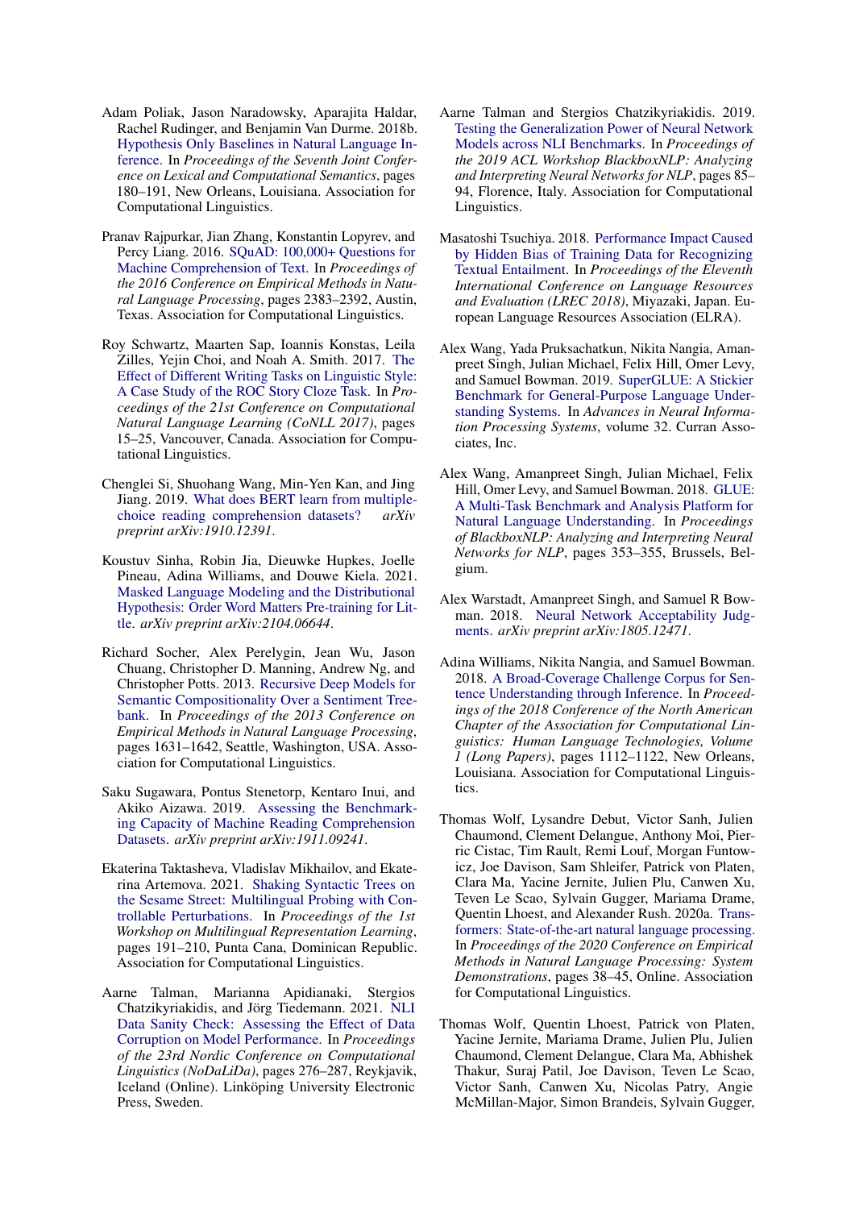Adam Poliak, Jason Naradowsky, Aparajita Haldar, Rachel Rudinger, and Benjamin Van Durme. 2018b. Hypothesis Only Baselines in Natural Language Inference. In *Proceedings of the Seventh Joint Conference on Lexical and Computational Semantics*, pages 180–191, New Orleans, Louisiana. Association for Computational Linguistics.

Pranav Rajpurkar, Jian Zhang, Konstantin Lopyrev, and Percy Liang. 2016. SQuAD: 100,000+ Questions for Machine Comprehension of Text. In *Proceedings of the 2016 Conference on Empirical Methods in Natural Language Processing*, pages 2383–2392, Austin, Texas. Association for Computational Linguistics.

Roy Schwartz, Maarten Sap, Ioannis Konstas, Leila Zilles, Yejin Choi, and Noah A. Smith. 2017. The Effect of Different Writing Tasks on Linguistic Style: A Case Study of the ROC Story Cloze Task. In *Proceedings of the 21st Conference on Computational Natural Language Learning (CoNLL 2017)*, pages 15–25, Vancouver, Canada. Association for Computational Linguistics.

Chenglei Si, Shuohang Wang, Min-Yen Kan, and Jing Jiang. 2019. What does BERT learn from multiple-choice reading comprehension datasets? *arXiv preprint arXiv:1910.12391*.

Koustuv Sinha, Robin Jia, Dieuwke Hupkes, Joelle Pineau, Adina Williams, and Douwe Kiela. 2021. Masked Language Modeling and the Distributional Hypothesis: Order Word Matters Pre-training for Little. *arXiv preprint arXiv:2104.06644*.

Richard Socher, Alex Perelygin, Jean Wu, Jason Chuang, Christopher D. Manning, Andrew Ng, and Christopher Potts. 2013. Recursive Deep Models for Semantic Compositionality Over a Sentiment Treebank. In *Proceedings of the 2013 Conference on Empirical Methods in Natural Language Processing*, pages 1631–1642, Seattle, Washington, USA. Association for Computational Linguistics.

Saku Sugawara, Pontus Stenetorp, Kentaro Inui, and Akiko Aizawa. 2019. Assessing the Benchmarking Capacity of Machine Reading Comprehension Datasets. *arXiv preprint arXiv:1911.09241*.

Ekaterina Taktasheva, Vladislav Mikhailov, and Ekaterina Artemova. 2021. Shaking Syntactic Trees on the Sesame Street: Multilingual Probing with Controllable Perturbations. In *Proceedings of the 1st Workshop on Multilingual Representation Learning*, pages 191–210, Punta Cana, Dominican Republic. Association for Computational Linguistics.

Aarne Talman, Marianna Apidianaki, Stergios Chatzikyriakidis, and Jörg Tiedemann. 2021. NLI Data Sanity Check: Assessing the Effect of Data Corruption on Model Performance. In *Proceedings of the 23rd Nordic Conference on Computational Linguistics (NoDaLiDa)*, pages 276–287, Reykjavik, Iceland (Online). Linköping University Electronic Press, Sweden.

Aarne Talman and Stergios Chatzikyriakidis. 2019. Testing the Generalization Power of Neural Network Models across NLI Benchmarks. In *Proceedings of the 2019 ACL Workshop BlackboxNLP: Analyzing and Interpreting Neural Networks for NLP*, pages 85–94, Florence, Italy. Association for Computational Linguistics.

Masatoshi Tsuchiya. 2018. Performance Impact Caused by Hidden Bias of Training Data for Recognizing Textual Entailment. In *Proceedings of the Eleventh International Conference on Language Resources and Evaluation (LREC 2018)*, Miyazaki, Japan. European Language Resources Association (ELRA).

Alex Wang, Yada Pruksachatkun, Nikita Nangia, Amanpreet Singh, Julian Michael, Felix Hill, Omer Levy, and Samuel Bowman. 2019. SuperGLUE: A Stickier Benchmark for General-Purpose Language Understanding Systems. In *Advances in Neural Information Processing Systems*, volume 32. Curran Associates, Inc.

Alex Wang, Amanpreet Singh, Julian Michael, Felix Hill, Omer Levy, and Samuel Bowman. 2018. GLUE: A Multi-Task Benchmark and Analysis Platform for Natural Language Understanding. In *Proceedings of BlackboxNLP: Analyzing and Interpreting Neural Networks for NLP*, pages 353–355, Brussels, Belgium.

Alex Warstadt, Amanpreet Singh, and Samuel R Bowman. 2018. Neural Network Acceptability Judgments. *arXiv preprint arXiv:1805.12471*.

Adina Williams, Nikita Nangia, and Samuel Bowman. 2018. A Broad-Coverage Challenge Corpus for Sentence Understanding through Inference. In *Proceedings of the 2018 Conference of the North American Chapter of the Association for Computational Linguistics: Human Language Technologies, Volume 1 (Long Papers)*, pages 1112–1122, New Orleans, Louisiana. Association for Computational Linguistics.

Thomas Wolf, Lysandre Debut, Victor Sanh, Julien Chaumond, Clement Delangue, Anthony Moi, Pierric Cistac, Tim Rault, Remi Louf, Morgan Funtowicz, Joe Davison, Sam Shleifer, Patrick von Platen, Clara Ma, Yacine Jernite, Julien Plu, Canwen Xu, Teven Le Scao, Sylvain Gugger, Mariama Drame, Quentin Lhoest, and Alexander Rush. 2020a. Transformers: State-of-the-art natural language processing. In *Proceedings of the 2020 Conference on Empirical Methods in Natural Language Processing: System Demonstrations*, pages 38–45, Online. Association for Computational Linguistics.

Thomas Wolf, Quentin Lhoest, Patrick von Platen, Yacine Jernite, Mariama Drame, Julien Plu, Julien Chaumond, Clement Delangue, Clara Ma, Abhishek Thakur, Suraj Patil, Joe Davison, Teven Le Scao, Victor Sanh, Canwen Xu, Nicolas Patry, Angie McMillan-Major, Simon Brandeis, Sylvain Gugger,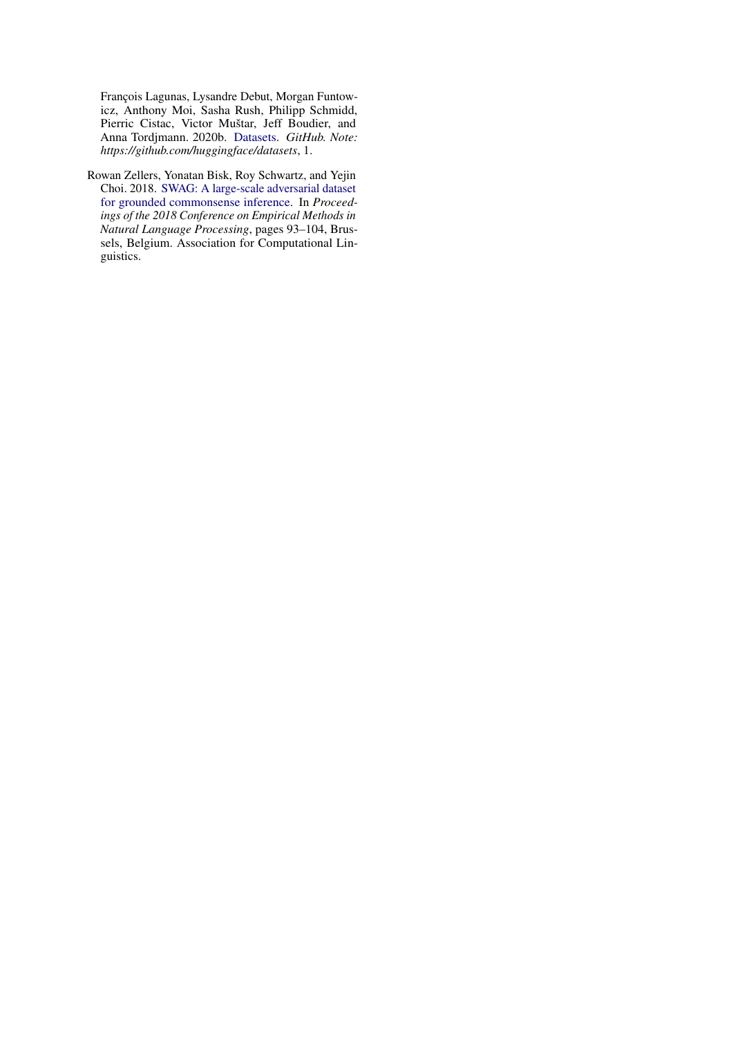François Lagunas, Lysandre Debut, Morgan Funtowicz, Anthony Moi, Sasha Rush, Philipp Schmidd, Pierric Cistac, Victor Muštar, Jeff Boudier, and Anna Tordjmann. 2020b. Datasets. *GitHub. Note: https://github.com/huggingface/datasets*, 1.

Rowan Zellers, Yonatan Bisk, Roy Schwartz, and Yejin Choi. 2018. SWAG: A large-scale adversarial dataset for grounded commonsense inference. In *Proceedings of the 2018 Conference on Empirical Methods in Natural Language Processing*, pages 93–104, Brussels, Belgium. Association for Computational Linguistics.